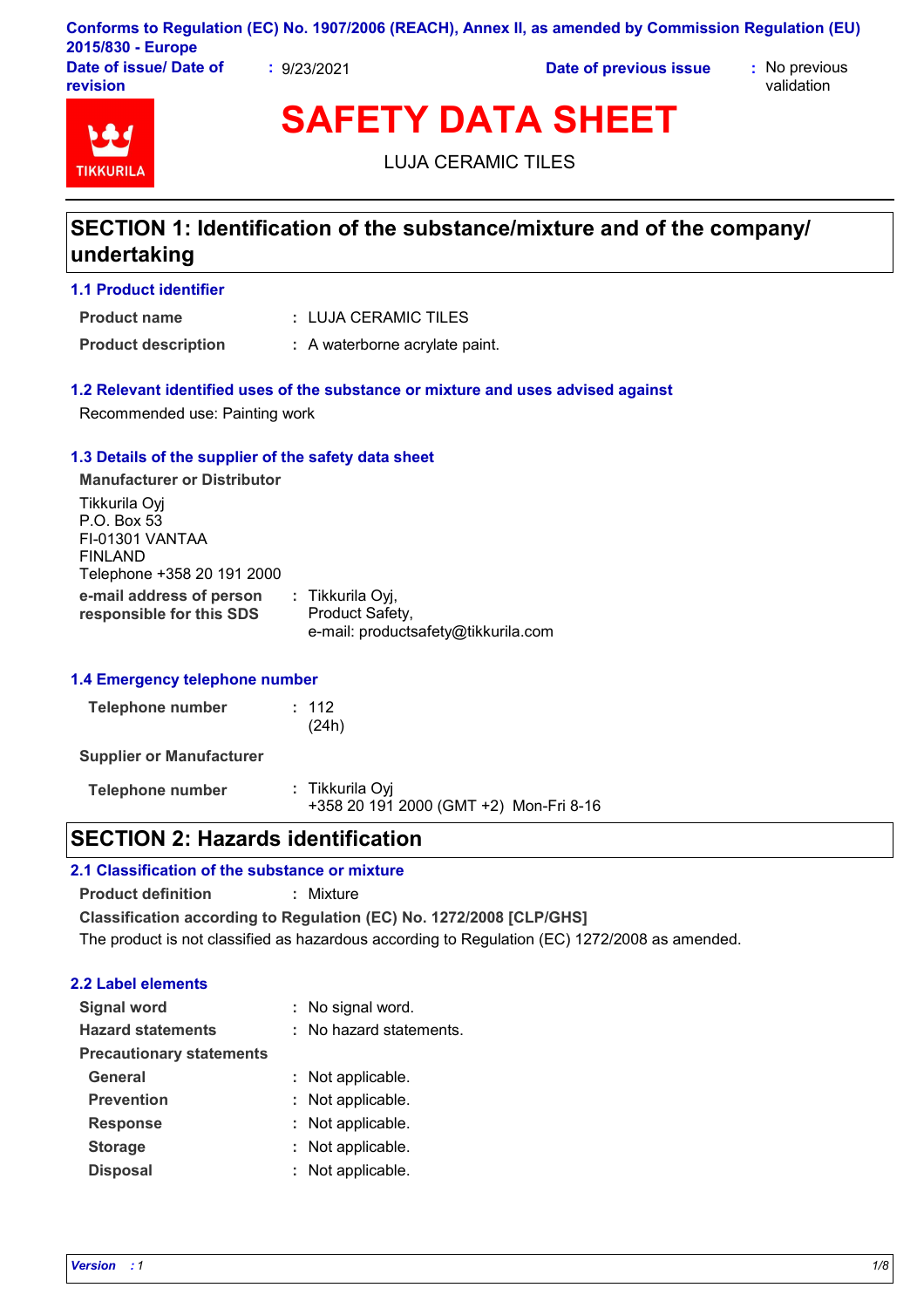Conforms to Regulation (EC) No. 1907/2006 (REACH), Annex II, as amended by Commission Regulation (EU) 2015/830 - Europe

**Date of issue/ Date of revision** : 9/23/2021 **Date of previous issue** : No previous validation

# SAFETY DATA SHEET

LUJA CERAMIC TILES

## SECTION 1: Identification of the substance/mixture and of the company/ undertaking

### 1.1 Product identifier

**Product name** : LUJA CERAMIC TILES

**Product description** : A waterborne acrylate paint.

### 1.2 Relevant identified uses of the substance or mixture and uses advised against

Recommended use: Painting work

### 1.3 Details of the supplier of the safety data sheet

**Manufacturer or Distributor**

Tikkurila Oyj
P.O. Box 53
FI-01301 VANTAA
FINLAND
Telephone +358 20 191 2000

**e-mail address of person responsible for this SDS** : Tikkurila Oyj,
Product Safety,
e-mail: productsafety@tikkurila.com

### 1.4 Emergency telephone number

**Telephone number** : 112
(24h)

**Supplier or Manufacturer**

**Telephone number** : Tikkurila Oyj
+358 20 191 2000 (GMT +2) Mon-Fri 8-16

## SECTION 2: Hazards identification

### 2.1 Classification of the substance or mixture

**Product definition** : Mixture

**Classification according to Regulation (EC) No. 1272/2008 [CLP/GHS]**

The product is not classified as hazardous according to Regulation (EC) 1272/2008 as amended.

### 2.2 Label elements

**Signal word** : No signal word.

**Hazard statements** : No hazard statements.

**Precautionary statements**

**General** : Not applicable.

**Prevention** : Not applicable.

**Response** : Not applicable.

**Storage** : Not applicable.

**Disposal** : Not applicable.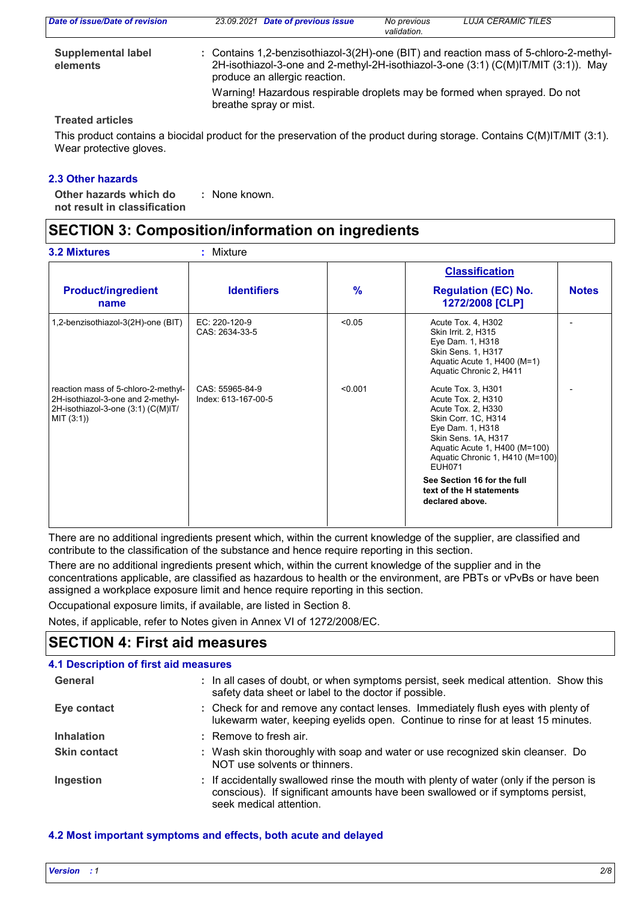**Supplemental label elements** : Contains 1,2-benzisothiazol-3(2H)-one (BIT) and reaction mass of 5-chloro-2-methyl-2H-isothiazol-3-one and 2-methyl-2H-isothiazol-3-one (3:1) (C(M)IT/MIT (3:1)). May produce an allergic reaction.

Warning! Hazardous respirable droplets may be formed when sprayed. Do not breathe spray or mist.

**Treated articles**

This product contains a biocidal product for the preservation of the product during storage. Contains C(M)IT/MIT (3:1). Wear protective gloves.

### 2.3 Other hazards

**Other hazards which do not result in classification** : None known.

## SECTION 3: Composition/information on ingredients

### 3.2 Mixtures : Mixture

| Product/ingredient name | Identifiers | % | Classification Regulation (EC) No. 1272/2008 [CLP] | Notes |
|---|---|---|---|---|
| 1,2-benzisothiazol-3(2H)-one (BIT) | EC: 220-120-9<br>CAS: 2634-33-5 | <0.05 | Acute Tox. 4, H302<br>Skin Irrit. 2, H315<br>Eye Dam. 1, H318<br>Skin Sens. 1, H317<br>Aquatic Acute 1, H400 (M=1)<br>Aquatic Chronic 2, H411 | - |
| reaction mass of 5-chloro-2-methyl-2H-isothiazol-3-one and 2-methyl-2H-isothiazol-3-one (3:1) (C(M)IT/MIT (3:1)) | CAS: 55965-84-9<br>Index: 613-167-00-5 | <0.001 | Acute Tox. 3, H301<br>Acute Tox. 2, H310<br>Acute Tox. 2, H330<br>Skin Corr. 1C, H314<br>Eye Dam. 1, H318<br>Skin Sens. 1A, H317<br>Aquatic Acute 1, H400 (M=100)<br>Aquatic Chronic 1, H410 (M=100)<br>EUH071<br>**See Section 16 for the full text of the H statements declared above.** | - |

There are no additional ingredients present which, within the current knowledge of the supplier, are classified and contribute to the classification of the substance and hence require reporting in this section.

There are no additional ingredients present which, within the current knowledge of the supplier and in the concentrations applicable, are classified as hazardous to health or the environment, are PBTs or vPvBs or have been assigned a workplace exposure limit and hence require reporting in this section.

Occupational exposure limits, if available, are listed in Section 8.

Notes, if applicable, refer to Notes given in Annex VI of 1272/2008/EC.

## SECTION 4: First aid measures

### 4.1 Description of first aid measures

**General** : In all cases of doubt, or when symptoms persist, seek medical attention. Show this safety data sheet or label to the doctor if possible.

**Eye contact** : Check for and remove any contact lenses. Immediately flush eyes with plenty of lukewarm water, keeping eyelids open. Continue to rinse for at least 15 minutes.

**Inhalation** : Remove to fresh air.

**Skin contact** : Wash skin thoroughly with soap and water or use recognized skin cleanser. Do NOT use solvents or thinners.

**Ingestion** : If accidentally swallowed rinse the mouth with plenty of water (only if the person is conscious). If significant amounts have been swallowed or if symptoms persist, seek medical attention.

### 4.2 Most important symptoms and effects, both acute and delayed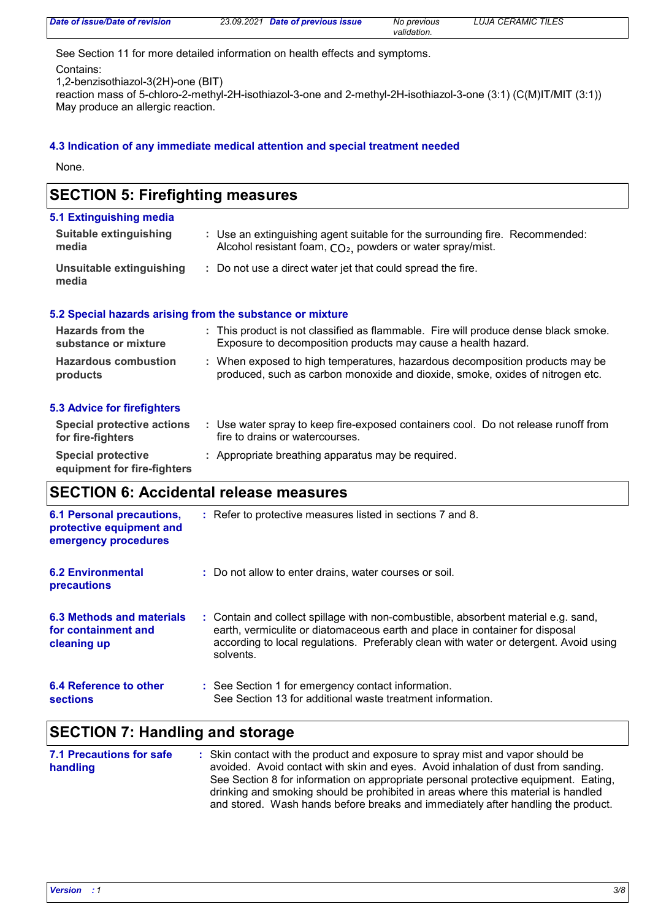See Section 11 for more detailed information on health effects and symptoms.

Contains:
1,2-benzisothiazol-3(2H)-one (BIT)
reaction mass of 5-chloro-2-methyl-2H-isothiazol-3-one and 2-methyl-2H-isothiazol-3-one (3:1) (C(M)IT/MIT (3:1))
May produce an allergic reaction.

### 4.3 Indication of any immediate medical attention and special treatment needed

None.

## SECTION 5: Firefighting measures

### 5.1 Extinguishing media

**Suitable extinguishing media** : Use an extinguishing agent suitable for the surrounding fire. Recommended: Alcohol resistant foam, $CO_2$, powders or water spray/mist.

**Unsuitable extinguishing media** : Do not use a direct water jet that could spread the fire.

### 5.2 Special hazards arising from the substance or mixture

**Hazards from the substance or mixture** : This product is not classified as flammable. Fire will produce dense black smoke. Exposure to decomposition products may cause a health hazard.

**Hazardous combustion products** : When exposed to high temperatures, hazardous decomposition products may be produced, such as carbon monoxide and dioxide, smoke, oxides of nitrogen etc.

### 5.3 Advice for firefighters

**Special protective actions for fire-fighters** : Use water spray to keep fire-exposed containers cool. Do not release runoff from fire to drains or watercourses.

**Special protective equipment for fire-fighters** : Appropriate breathing apparatus may be required.

## SECTION 6: Accidental release measures

**6.1 Personal precautions, protective equipment and emergency procedures** : Refer to protective measures listed in sections 7 and 8.

**6.2 Environmental precautions** : Do not allow to enter drains, water courses or soil.

**6.3 Methods and materials for containment and cleaning up** : Contain and collect spillage with non-combustible, absorbent material e.g. sand, earth, vermiculite or diatomaceous earth and place in container for disposal according to local regulations. Preferably clean with water or detergent. Avoid using solvents.

**6.4 Reference to other sections** : See Section 1 for emergency contact information.
See Section 13 for additional waste treatment information.

## SECTION 7: Handling and storage

**7.1 Precautions for safe handling** : Skin contact with the product and exposure to spray mist and vapor should be avoided. Avoid contact with skin and eyes. Avoid inhalation of dust from sanding. See Section 8 for information on appropriate personal protective equipment. Eating, drinking and smoking should be prohibited in areas where this material is handled and stored. Wash hands before breaks and immediately after handling the product.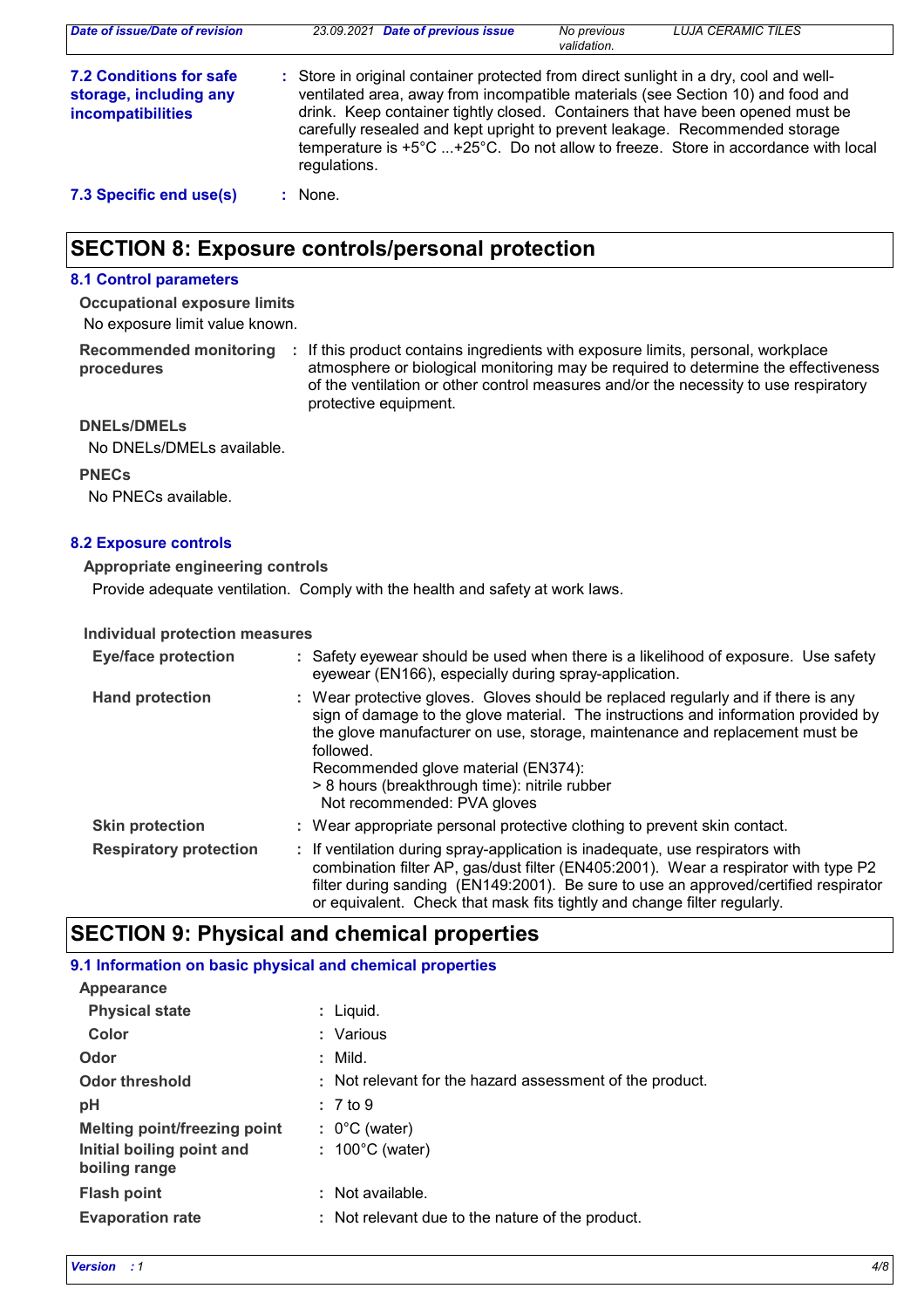**7.2 Conditions for safe storage, including any incompatibilities** : Store in original container protected from direct sunlight in a dry, cool and well-ventilated area, away from incompatible materials (see Section 10) and food and drink. Keep container tightly closed. Containers that have been opened must be carefully resealed and kept upright to prevent leakage. Recommended storage temperature is +5°C ...+25°C. Do not allow to freeze. Store in accordance with local regulations.

**7.3 Specific end use(s)** : None.

## SECTION 8: Exposure controls/personal protection

### 8.1 Control parameters

**Occupational exposure limits**

No exposure limit value known.

**Recommended monitoring procedures** : If this product contains ingredients with exposure limits, personal, workplace atmosphere or biological monitoring may be required to determine the effectiveness of the ventilation or other control measures and/or the necessity to use respiratory protective equipment.

**DNELs/DMELs**

No DNELs/DMELs available.

**PNECs**

No PNECs available.

### 8.2 Exposure controls

**Appropriate engineering controls**

Provide adequate ventilation. Comply with the health and safety at work laws.

**Individual protection measures**

**Eye/face protection** : Safety eyewear should be used when there is a likelihood of exposure. Use safety eyewear (EN166), especially during spray-application.

**Hand protection** : Wear protective gloves. Gloves should be replaced regularly and if there is any sign of damage to the glove material. The instructions and information provided by the glove manufacturer on use, storage, maintenance and replacement must be followed.
Recommended glove material (EN374):
> 8 hours (breakthrough time): nitrile rubber
Not recommended: PVA gloves

**Skin protection** : Wear appropriate personal protective clothing to prevent skin contact.

**Respiratory protection** : If ventilation during spray-application is inadequate, use respirators with combination filter AP, gas/dust filter (EN405:2001). Wear a respirator with type P2 filter during sanding (EN149:2001). Be sure to use an approved/certified respirator or equivalent. Check that mask fits tightly and change filter regularly.

## SECTION 9: Physical and chemical properties

### 9.1 Information on basic physical and chemical properties

**Appearance**

| | |
|---|---|
| **Physical state** | : Liquid. |
| **Color** | : Various |
| **Odor** | : Mild. |
| **Odor threshold** | : Not relevant for the hazard assessment of the product. |
| **pH** | : 7 to 9 |
| **Melting point/freezing point** | : 0°C (water) |
| **Initial boiling point and boiling range** | : 100°C (water) |
| **Flash point** | : Not available. |
| **Evaporation rate** | : Not relevant due to the nature of the product. |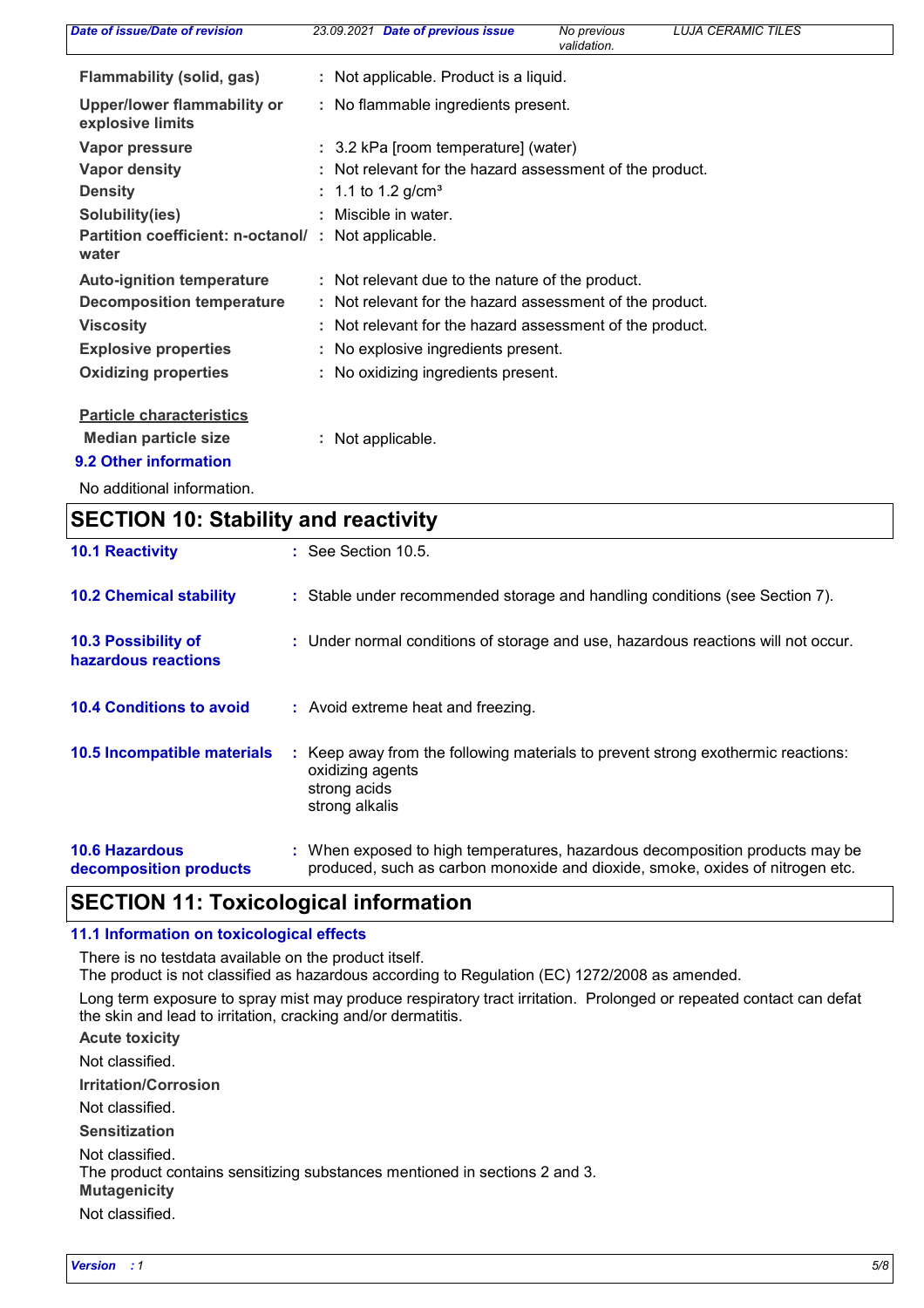| | | |
|---|---|---|
| **Flammability (solid, gas)** | : | Not applicable. Product is a liquid. |
| **Upper/lower flammability or explosive limits** | : | No flammable ingredients present. |
| **Vapor pressure** | : | 3.2 kPa [room temperature] (water) |
| **Vapor density** | : | Not relevant for the hazard assessment of the product. |
| **Density** | : | 1.1 to 1.2 g/cm³ |
| **Solubility(ies)** | : | Miscible in water. |
| **Partition coefficient: n-octanol/ water** | : | Not applicable. |
| **Auto-ignition temperature** | : | Not relevant due to the nature of the product. |
| **Decomposition temperature** | : | Not relevant for the hazard assessment of the product. |
| **Viscosity** | : | Not relevant for the hazard assessment of the product. |
| **Explosive properties** | : | No explosive ingredients present. |
| **Oxidizing properties** | : | No oxidizing ingredients present. |

**Particle characteristics**

**Median particle size** : Not applicable.

### 9.2 Other information

No additional information.

## SECTION 10: Stability and reactivity

**10.1 Reactivity** : See Section 10.5.

**10.2 Chemical stability** : Stable under recommended storage and handling conditions (see Section 7).

**10.3 Possibility of hazardous reactions** : Under normal conditions of storage and use, hazardous reactions will not occur.

**10.4 Conditions to avoid** : Avoid extreme heat and freezing.

**10.5 Incompatible materials** : Keep away from the following materials to prevent strong exothermic reactions:
oxidizing agents
strong acids
strong alkalis

**10.6 Hazardous decomposition products** : When exposed to high temperatures, hazardous decomposition products may be produced, such as carbon monoxide and dioxide, smoke, oxides of nitrogen etc.

## SECTION 11: Toxicological information

### 11.1 Information on toxicological effects

There is no testdata available on the product itself.
The product is not classified as hazardous according to Regulation (EC) 1272/2008 as amended.

Long term exposure to spray mist may produce respiratory tract irritation. Prolonged or repeated contact can defat the skin and lead to irritation, cracking and/or dermatitis.

**Acute toxicity**

Not classified.

**Irritation/Corrosion**

Not classified.

**Sensitization**

Not classified.
The product contains sensitizing substances mentioned in sections 2 and 3.

**Mutagenicity**

Not classified.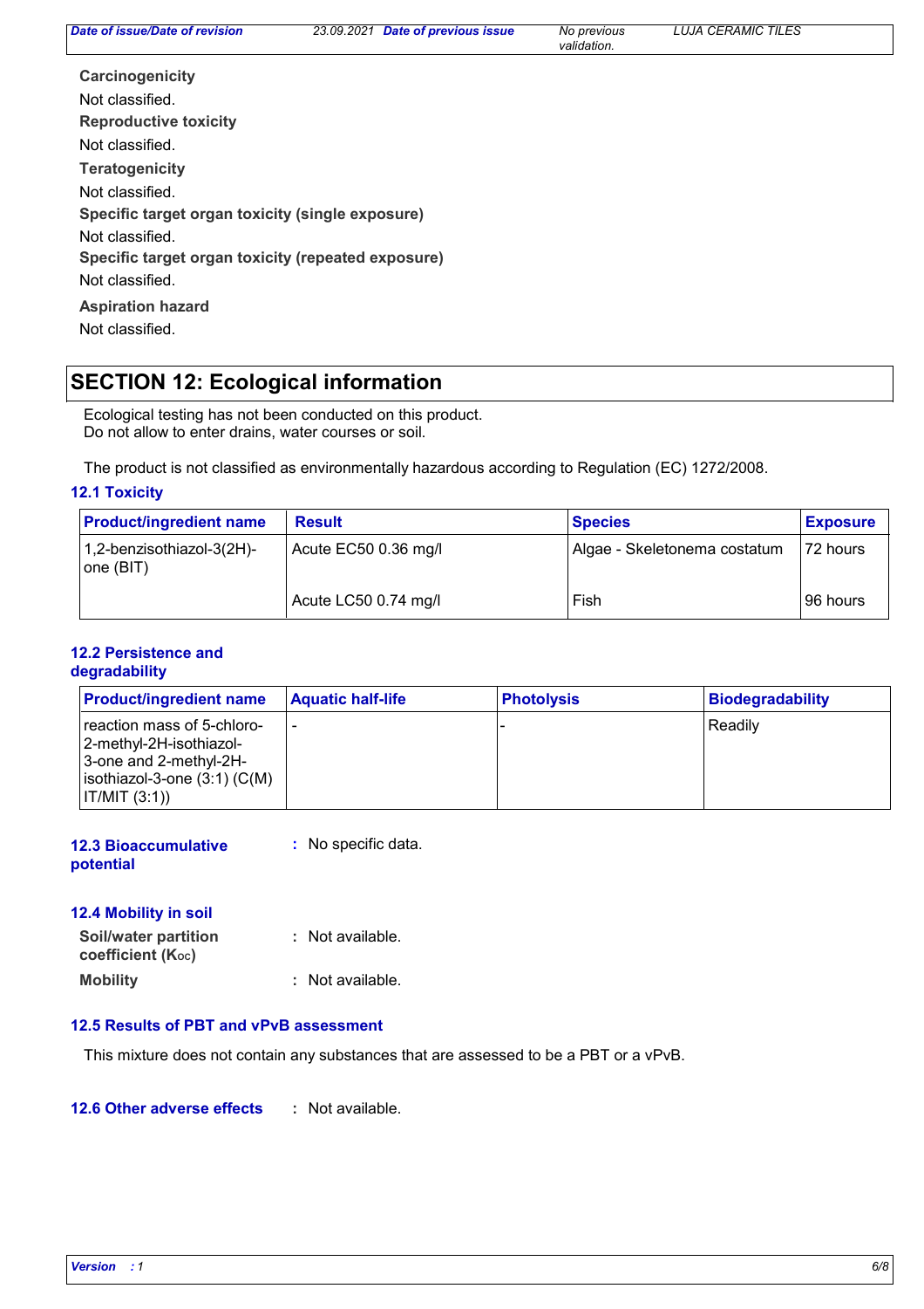**Carcinogenicity**

Not classified.

**Reproductive toxicity**

Not classified.

**Teratogenicity**

Not classified.

**Specific target organ toxicity (single exposure)**

Not classified.

**Specific target organ toxicity (repeated exposure)**

Not classified.

**Aspiration hazard**

Not classified.

## SECTION 12: Ecological information

Ecological testing has not been conducted on this product.
Do not allow to enter drains, water courses or soil.

The product is not classified as environmentally hazardous according to Regulation (EC) 1272/2008.

### 12.1 Toxicity

| Product/ingredient name | Result | Species | Exposure |
|---|---|---|---|
| 1,2-benzisothiazol-3(2H)-one (BIT) | Acute EC50 0.36 mg/l | Algae - Skeletonema costatum | 72 hours |
| | Acute LC50 0.74 mg/l | Fish | 96 hours |

### 12.2 Persistence and degradability

| Product/ingredient name | Aquatic half-life | Photolysis | Biodegradability |
|---|---|---|---|
| reaction mass of 5-chloro-2-methyl-2H-isothiazol-3-one and 2-methyl-2H-isothiazol-3-one (3:1) (C(M)IT/MIT (3:1)) | - | - | Readily |

**12.3 Bioaccumulative potential** : No specific data.

### 12.4 Mobility in soil

**Soil/water partition coefficient ($K_{OC}$)** : Not available.

**Mobility** : Not available.

### 12.5 Results of PBT and vPvB assessment

This mixture does not contain any substances that are assessed to be a PBT or a vPvB.

**12.6 Other adverse effects** : Not available.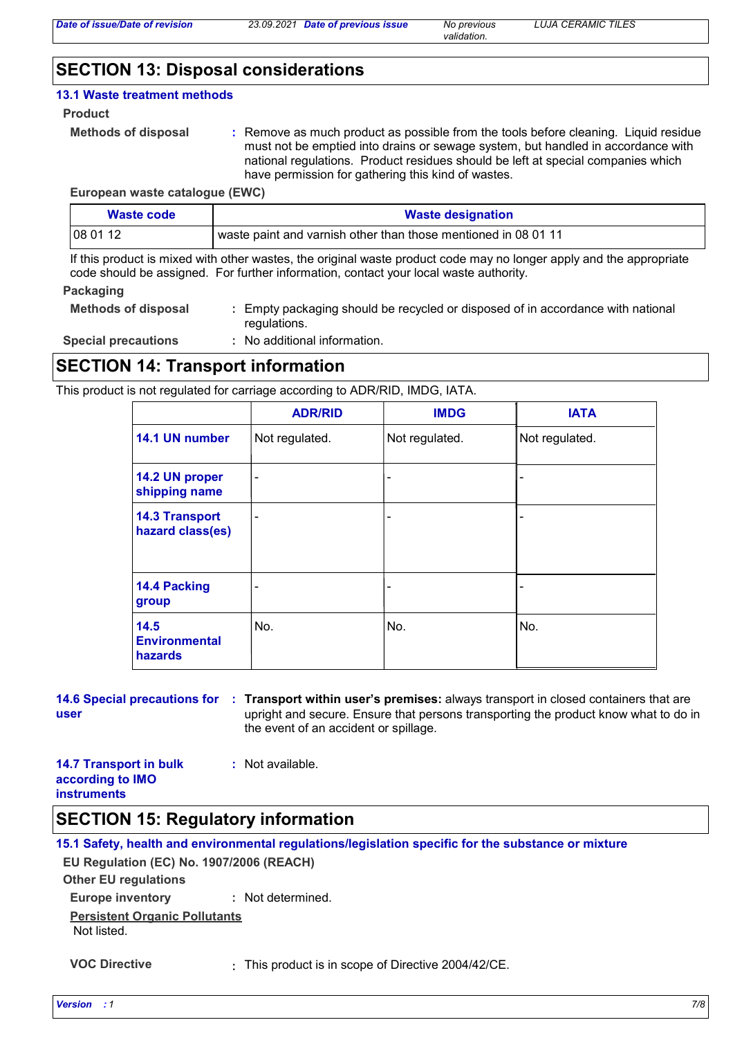## SECTION 13: Disposal considerations

### 13.1 Waste treatment methods

**Product**

**Methods of disposal** : Remove as much product as possible from the tools before cleaning. Liquid residue must not be emptied into drains or sewage system, but handled in accordance with national regulations. Product residues should be left at special companies which have permission for gathering this kind of wastes.

**European waste catalogue (EWC)**

| Waste code | Waste designation |
|---|---|
| 08 01 12 | waste paint and varnish other than those mentioned in 08 01 11 |

If this product is mixed with other wastes, the original waste product code may no longer apply and the appropriate code should be assigned. For further information, contact your local waste authority.

**Packaging**

**Methods of disposal** : Empty packaging should be recycled or disposed of in accordance with national regulations.

**Special precautions** : No additional information.

## SECTION 14: Transport information

This product is not regulated for carriage according to ADR/RID, IMDG, IATA.

| | ADR/RID | IMDG | IATA |
|---|---|---|---|
| 14.1 UN number | Not regulated. | Not regulated. | Not regulated. |
| 14.2 UN proper shipping name | - | - | - |
| 14.3 Transport hazard class(es) | - | - | - |
| 14.4 Packing group | - | - | - |
| 14.5 Environmental hazards | No. | No. | No. |

**14.6 Special precautions for user** : **Transport within user's premises:** always transport in closed containers that are upright and secure. Ensure that persons transporting the product know what to do in the event of an accident or spillage.

**14.7 Transport in bulk according to IMO instruments** : Not available.

## SECTION 15: Regulatory information

### 15.1 Safety, health and environmental regulations/legislation specific for the substance or mixture

**EU Regulation (EC) No. 1907/2006 (REACH)**

**Other EU regulations**

**Europe inventory** : Not determined.

**Persistent Organic Pollutants**

Not listed.

**VOC Directive** : This product is in scope of Directive 2004/42/CE.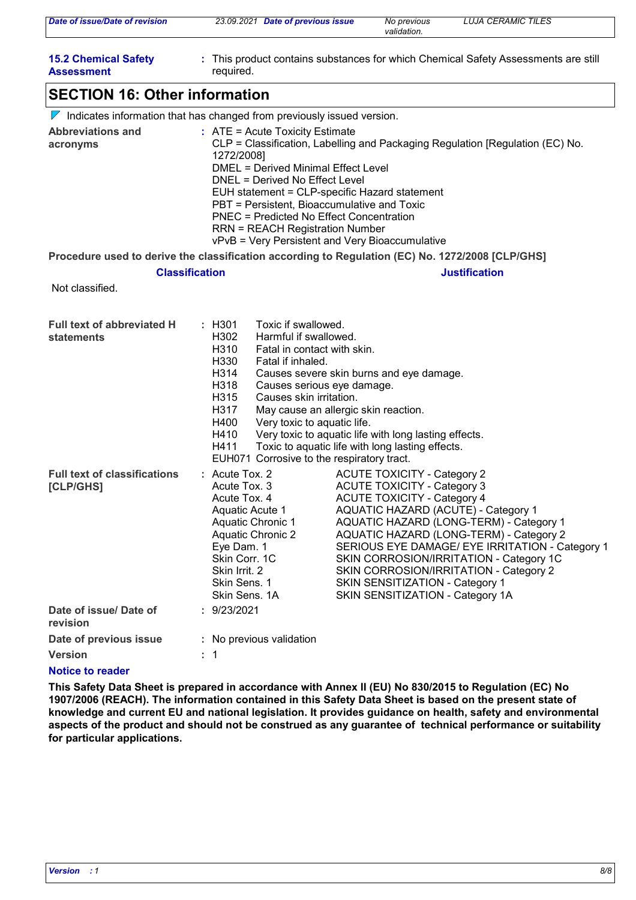**15.2 Chemical Safety Assessment** : This product contains substances for which Chemical Safety Assessments are still required.

## SECTION 16: Other information

Indicates information that has changed from previously issued version.

**Abbreviations and acronyms** : ATE = Acute Toxicity Estimate
CLP = Classification, Labelling and Packaging Regulation [Regulation (EC) No. 1272/2008]
DMEL = Derived Minimal Effect Level
DNEL = Derived No Effect Level
EUH statement = CLP-specific Hazard statement
PBT = Persistent, Bioaccumulative and Toxic
PNEC = Predicted No Effect Concentration
RRN = REACH Registration Number
vPvB = Very Persistent and Very Bioaccumulative

**Procedure used to derive the classification according to Regulation (EC) No. 1272/2008 [CLP/GHS]**

| Classification | Justification |
|---|---|
| Not classified. | |

**Full text of abbreviated H statements** :

| | |
|---|---|
| H301 | Toxic if swallowed. |
| H302 | Harmful if swallowed. |
| H310 | Fatal in contact with skin. |
| H330 | Fatal if inhaled. |
| H314 | Causes severe skin burns and eye damage. |
| H318 | Causes serious eye damage. |
| H315 | Causes skin irritation. |
| H317 | May cause an allergic skin reaction. |
| H400 | Very toxic to aquatic life. |
| H410 | Very toxic to aquatic life with long lasting effects. |
| H411 | Toxic to aquatic life with long lasting effects. |
| EUH071 | Corrosive to the respiratory tract. |

**Full text of classifications [CLP/GHS]** :

| | |
|---|---|
| Acute Tox. 2 | ACUTE TOXICITY - Category 2 |
| Acute Tox. 3 | ACUTE TOXICITY - Category 3 |
| Acute Tox. 4 | ACUTE TOXICITY - Category 4 |
| Aquatic Acute 1 | AQUATIC HAZARD (ACUTE) - Category 1 |
| Aquatic Chronic 1 | AQUATIC HAZARD (LONG-TERM) - Category 1 |
| Aquatic Chronic 2 | AQUATIC HAZARD (LONG-TERM) - Category 2 |
| Eye Dam. 1 | SERIOUS EYE DAMAGE/ EYE IRRITATION - Category 1 |
| Skin Corr. 1C | SKIN CORROSION/IRRITATION - Category 1C |
| Skin Irrit. 2 | SKIN CORROSION/IRRITATION - Category 2 |
| Skin Sens. 1 | SKIN SENSITIZATION - Category 1 |
| Skin Sens. 1A | SKIN SENSITIZATION - Category 1A |

**Date of issue/ Date of revision** : 9/23/2021

**Date of previous issue** : No previous validation

**Version** : 1

**Notice to reader**

**This Safety Data Sheet is prepared in accordance with Annex II (EU) No 830/2015 to Regulation (EC) No 1907/2006 (REACH). The information contained in this Safety Data Sheet is based on the present state of knowledge and current EU and national legislation. It provides guidance on health, safety and environmental aspects of the product and should not be construed as any guarantee of technical performance or suitability for particular applications.**